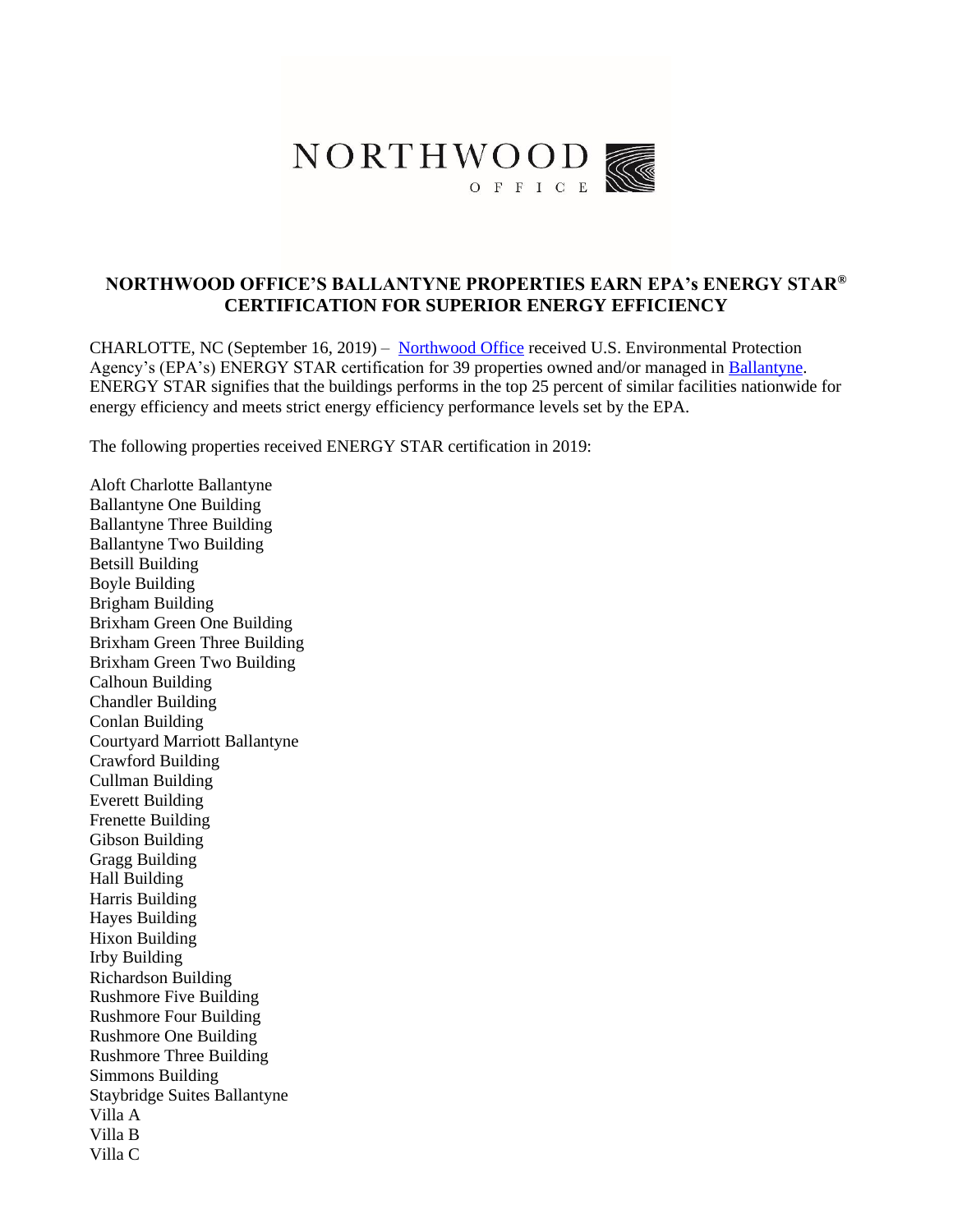NORTHWOOD OFFICE

# NORTHWOOD OFFICE'S BALLANTYNE PROPERTIES EARN EPA's ENERGY STAR® CERTIFICATION FOR SUPERIOR ENERGY EFFICIENCY

CHARLOTTE, NC (September 16, 2019) – Northwood Office received U.S. Environmental Protection Agency's (EPA's) ENERGY STAR certification for 39 properties owned and/or managed in Ballantyne. ENERGY STAR signifies that the buildings performs in the top 25 percent of similar facilities nationwide for energy efficiency and meets strict energy efficiency performance levels set by the EPA.

The following properties received ENERGY STAR certification in 2019:

Aloft Charlotte Ballantyne
Ballantyne One Building
Ballantyne Three Building
Ballantyne Two Building
Betsill Building
Boyle Building
Brigham Building
Brixham Green One Building
Brixham Green Three Building
Brixham Green Two Building
Calhoun Building
Chandler Building
Conlan Building
Courtyard Marriott Ballantyne
Crawford Building
Cullman Building
Everett Building
Frenette Building
Gibson Building
Gragg Building
Hall Building
Harris Building
Hayes Building
Hixon Building
Irby Building
Richardson Building
Rushmore Five Building
Rushmore Four Building
Rushmore One Building
Rushmore Three Building
Simmons Building
Staybridge Suites Ballantyne
Villa A
Villa B
Villa C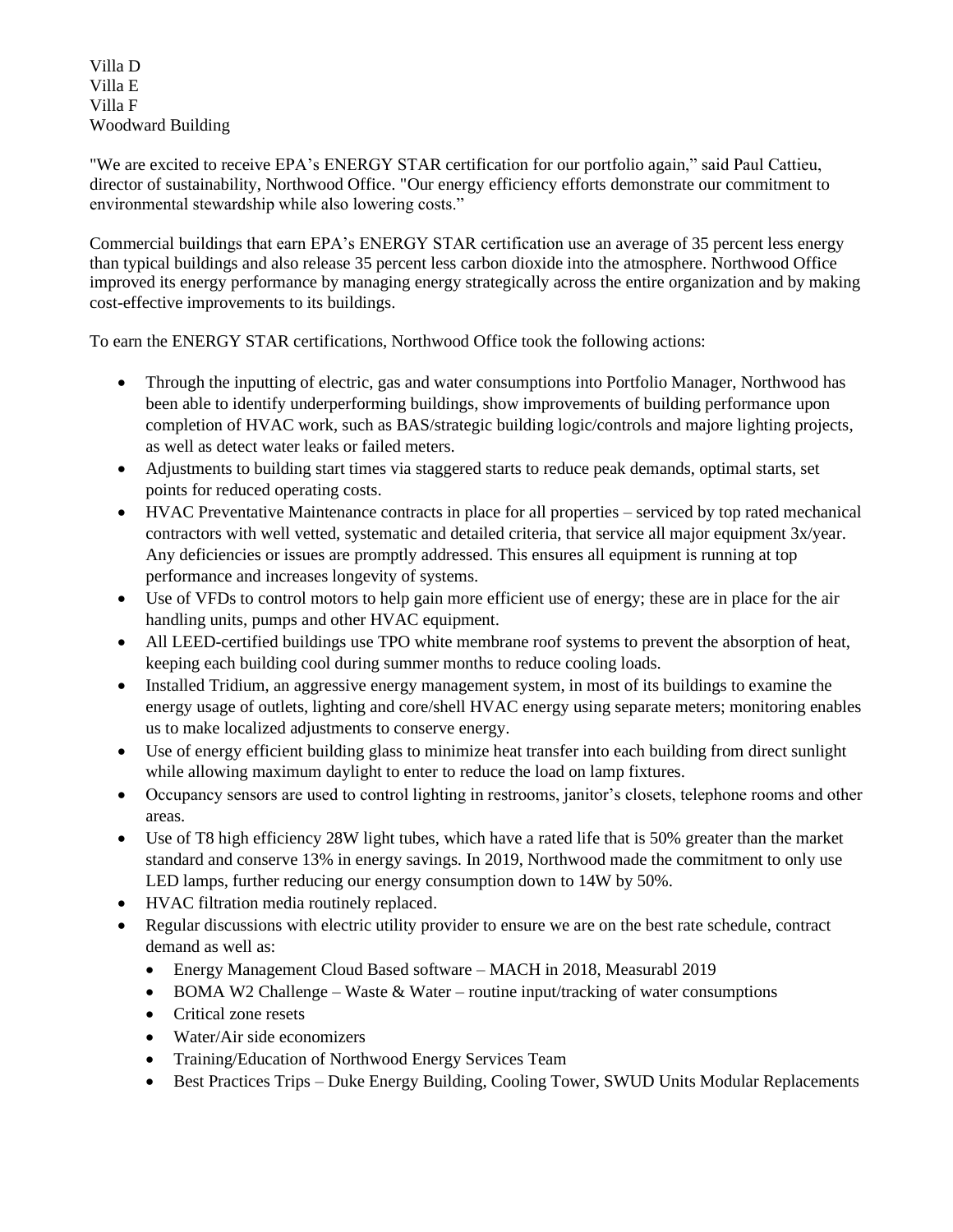Villa D
Villa E
Villa F
Woodward Building

"We are excited to receive EPA's ENERGY STAR certification for our portfolio again," said Paul Cattieu, director of sustainability, Northwood Office. "Our energy efficiency efforts demonstrate our commitment to environmental stewardship while also lowering costs."

Commercial buildings that earn EPA's ENERGY STAR certification use an average of 35 percent less energy than typical buildings and also release 35 percent less carbon dioxide into the atmosphere. Northwood Office improved its energy performance by managing energy strategically across the entire organization and by making cost-effective improvements to its buildings.

To earn the ENERGY STAR certifications, Northwood Office took the following actions:

- Through the inputting of electric, gas and water consumptions into Portfolio Manager, Northwood has been able to identify underperforming buildings, show improvements of building performance upon completion of HVAC work, such as BAS/strategic building logic/controls and majore lighting projects, as well as detect water leaks or failed meters.
- Adjustments to building start times via staggered starts to reduce peak demands, optimal starts, set points for reduced operating costs.
- HVAC Preventative Maintenance contracts in place for all properties – serviced by top rated mechanical contractors with well vetted, systematic and detailed criteria, that service all major equipment 3x/year. Any deficiencies or issues are promptly addressed. This ensures all equipment is running at top performance and increases longevity of systems.
- Use of VFDs to control motors to help gain more efficient use of energy; these are in place for the air handling units, pumps and other HVAC equipment.
- All LEED-certified buildings use TPO white membrane roof systems to prevent the absorption of heat, keeping each building cool during summer months to reduce cooling loads.
- Installed Tridium, an aggressive energy management system, in most of its buildings to examine the energy usage of outlets, lighting and core/shell HVAC energy using separate meters; monitoring enables us to make localized adjustments to conserve energy.
- Use of energy efficient building glass to minimize heat transfer into each building from direct sunlight while allowing maximum daylight to enter to reduce the load on lamp fixtures.
- Occupancy sensors are used to control lighting in restrooms, janitor's closets, telephone rooms and other areas.
- Use of T8 high efficiency 28W light tubes, which have a rated life that is 50% greater than the market standard and conserve 13% in energy savings. In 2019, Northwood made the commitment to only use LED lamps, further reducing our energy consumption down to 14W by 50%.
- HVAC filtration media routinely replaced.
- Regular discussions with electric utility provider to ensure we are on the best rate schedule, contract demand as well as:
  - Energy Management Cloud Based software – MACH in 2018, Measurabl 2019
  - BOMA W2 Challenge – Waste & Water – routine input/tracking of water consumptions
  - Critical zone resets
  - Water/Air side economizers
  - Training/Education of Northwood Energy Services Team
  - Best Practices Trips – Duke Energy Building, Cooling Tower, SWUD Units Modular Replacements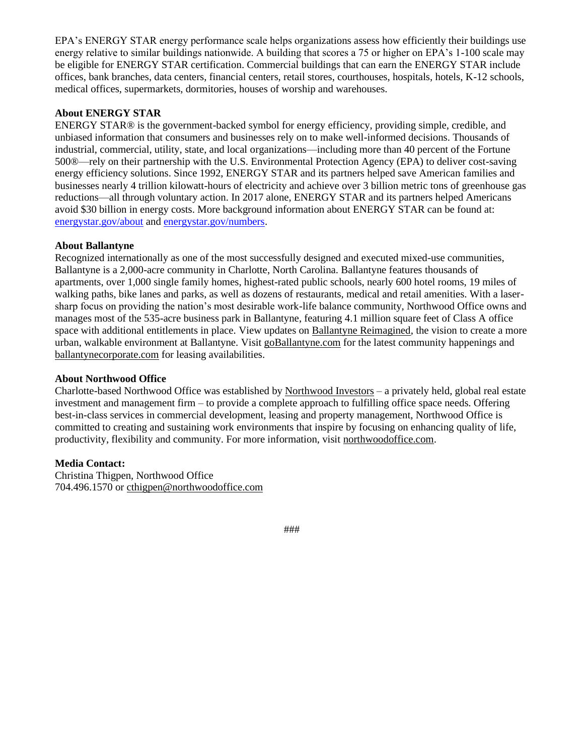EPA's ENERGY STAR energy performance scale helps organizations assess how efficiently their buildings use energy relative to similar buildings nationwide. A building that scores a 75 or higher on EPA's 1-100 scale may be eligible for ENERGY STAR certification. Commercial buildings that can earn the ENERGY STAR include offices, bank branches, data centers, financial centers, retail stores, courthouses, hospitals, hotels, K-12 schools, medical offices, supermarkets, dormitories, houses of worship and warehouses.

**About ENERGY STAR**
ENERGY STAR® is the government-backed symbol for energy efficiency, providing simple, credible, and unbiased information that consumers and businesses rely on to make well-informed decisions. Thousands of industrial, commercial, utility, state, and local organizations—including more than 40 percent of the Fortune 500®—rely on their partnership with the U.S. Environmental Protection Agency (EPA) to deliver cost-saving energy efficiency solutions. Since 1992, ENERGY STAR and its partners helped save American families and businesses nearly 4 trillion kilowatt-hours of electricity and achieve over 3 billion metric tons of greenhouse gas reductions—all through voluntary action. In 2017 alone, ENERGY STAR and its partners helped Americans avoid $30 billion in energy costs. More background information about ENERGY STAR can be found at: energystar.gov/about and energystar.gov/numbers.

**About Ballantyne**
Recognized internationally as one of the most successfully designed and executed mixed-use communities, Ballantyne is a 2,000-acre community in Charlotte, North Carolina. Ballantyne features thousands of apartments, over 1,000 single family homes, highest-rated public schools, nearly 600 hotel rooms, 19 miles of walking paths, bike lanes and parks, as well as dozens of restaurants, medical and retail amenities. With a laser-sharp focus on providing the nation's most desirable work-life balance community, Northwood Office owns and manages most of the 535-acre business park in Ballantyne, featuring 4.1 million square feet of Class A office space with additional entitlements in place. View updates on Ballantyne Reimagined, the vision to create a more urban, walkable environment at Ballantyne. Visit goBallantyne.com for the latest community happenings and ballantynecorporate.com for leasing availabilities.

**About Northwood Office**
Charlotte-based Northwood Office was established by Northwood Investors – a privately held, global real estate investment and management firm – to provide a complete approach to fulfilling office space needs. Offering best-in-class services in commercial development, leasing and property management, Northwood Office is committed to creating and sustaining work environments that inspire by focusing on enhancing quality of life, productivity, flexibility and community. For more information, visit northwoodoffice.com.

**Media Contact:**
Christina Thigpen, Northwood Office
704.496.1570 or cthigpen@northwoodoffice.com

###